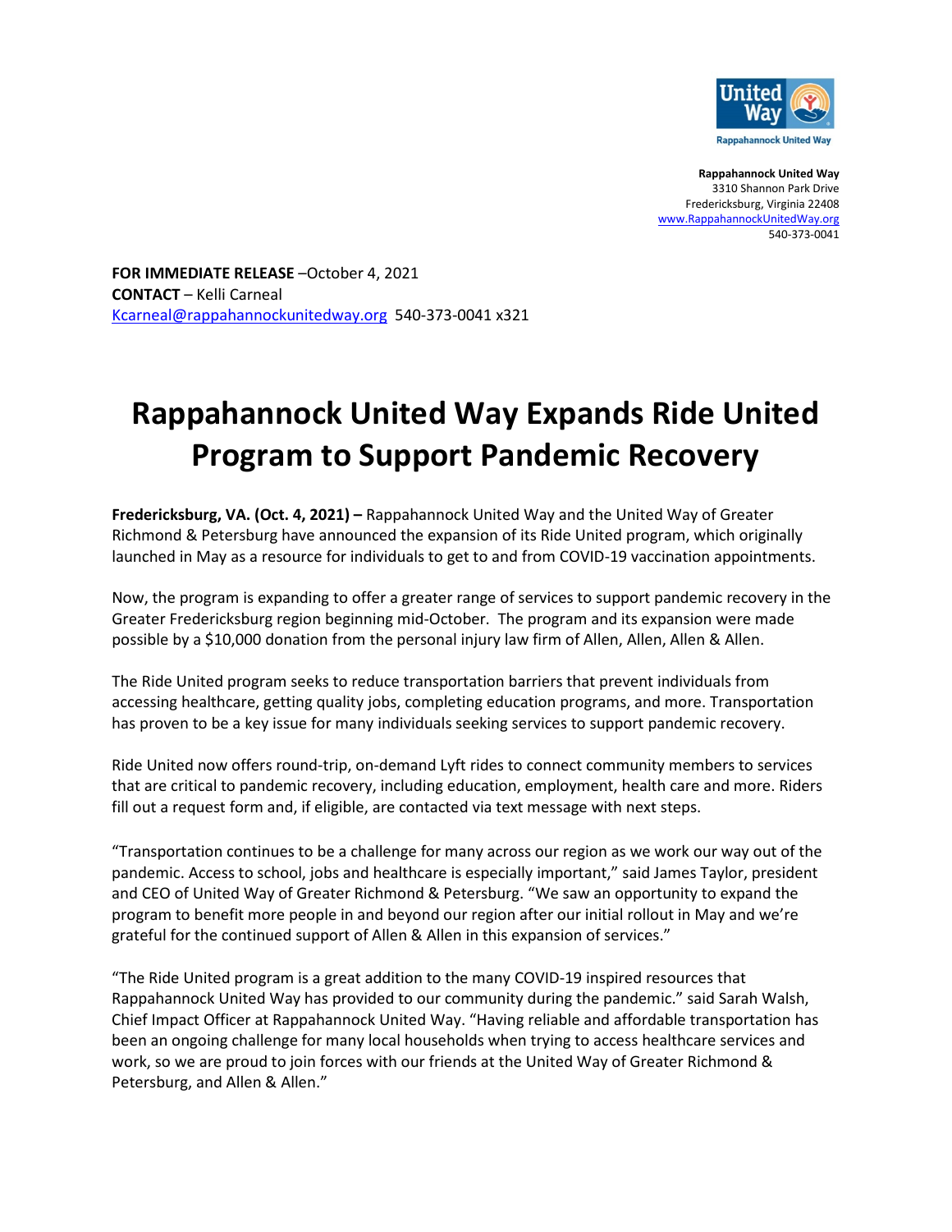**Rappahannock United Way**
3310 Shannon Park Drive
Fredericksburg, Virginia 22408
www.RappahannockUnitedWay.org
540-373-0041

**FOR IMMEDIATE RELEASE** –October 4, 2021
**CONTACT** – Kelli Carneal
Kcarneal@rappahannockunitedway.org 540-373-0041 x321

# Rappahannock United Way Expands Ride United Program to Support Pandemic Recovery

**Fredericksburg, VA. (Oct. 4, 2021) –** Rappahannock United Way and the United Way of Greater Richmond & Petersburg have announced the expansion of its Ride United program, which originally launched in May as a resource for individuals to get to and from COVID-19 vaccination appointments.

Now, the program is expanding to offer a greater range of services to support pandemic recovery in the Greater Fredericksburg region beginning mid-October. The program and its expansion were made possible by a $10,000 donation from the personal injury law firm of Allen, Allen, Allen & Allen.

The Ride United program seeks to reduce transportation barriers that prevent individuals from accessing healthcare, getting quality jobs, completing education programs, and more. Transportation has proven to be a key issue for many individuals seeking services to support pandemic recovery.

Ride United now offers round-trip, on-demand Lyft rides to connect community members to services that are critical to pandemic recovery, including education, employment, health care and more. Riders fill out a request form and, if eligible, are contacted via text message with next steps.

"Transportation continues to be a challenge for many across our region as we work our way out of the pandemic. Access to school, jobs and healthcare is especially important," said James Taylor, president and CEO of United Way of Greater Richmond & Petersburg. "We saw an opportunity to expand the program to benefit more people in and beyond our region after our initial rollout in May and we're grateful for the continued support of Allen & Allen in this expansion of services."

"The Ride United program is a great addition to the many COVID-19 inspired resources that Rappahannock United Way has provided to our community during the pandemic." said Sarah Walsh, Chief Impact Officer at Rappahannock United Way. "Having reliable and affordable transportation has been an ongoing challenge for many local households when trying to access healthcare services and work, so we are proud to join forces with our friends at the United Way of Greater Richmond & Petersburg, and Allen & Allen."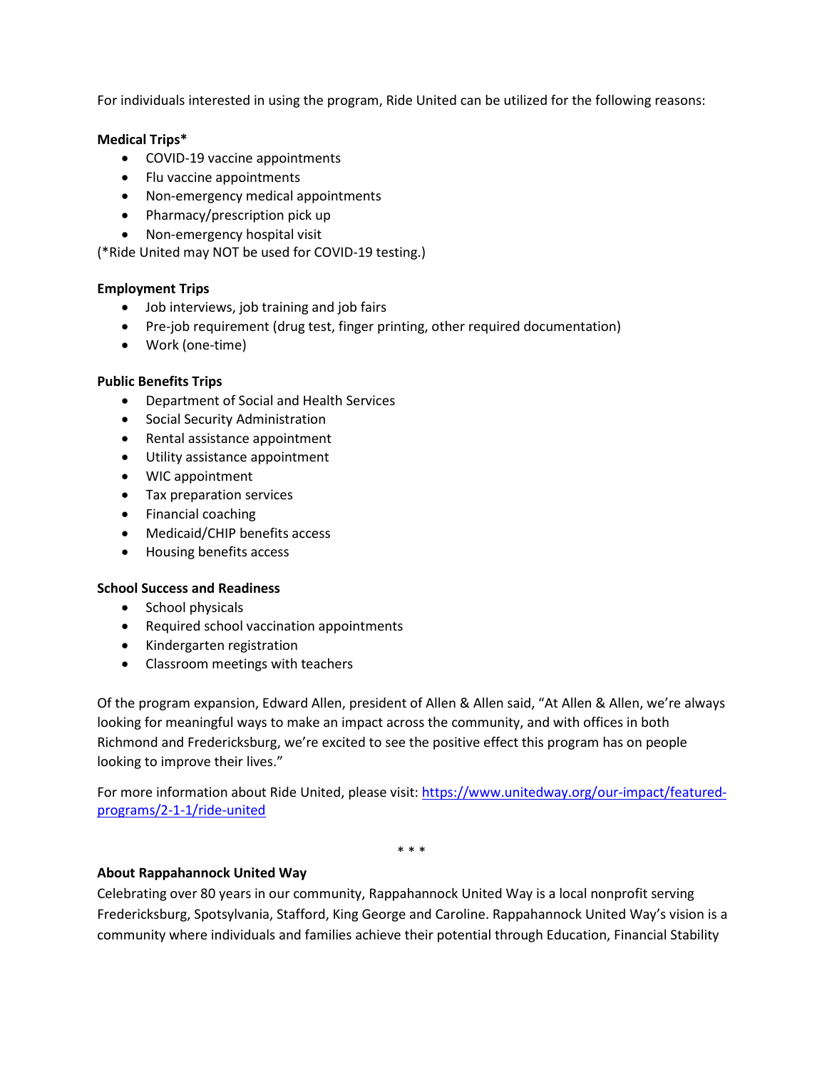For individuals interested in using the program, Ride United can be utilized for the following reasons:

**Medical Trips***

- COVID-19 vaccine appointments
- Flu vaccine appointments
- Non-emergency medical appointments
- Pharmacy/prescription pick up
- Non-emergency hospital visit

(*Ride United may NOT be used for COVID-19 testing.)

**Employment Trips**

- Job interviews, job training and job fairs
- Pre-job requirement (drug test, finger printing, other required documentation)
- Work (one-time)

**Public Benefits Trips**

- Department of Social and Health Services
- Social Security Administration
- Rental assistance appointment
- Utility assistance appointment
- WIC appointment
- Tax preparation services
- Financial coaching
- Medicaid/CHIP benefits access
- Housing benefits access

**School Success and Readiness**

- School physicals
- Required school vaccination appointments
- Kindergarten registration
- Classroom meetings with teachers

Of the program expansion, Edward Allen, president of Allen & Allen said, "At Allen & Allen, we're always looking for meaningful ways to make an impact across the community, and with offices in both Richmond and Fredericksburg, we're excited to see the positive effect this program has on people looking to improve their lives."

For more information about Ride United, please visit: [https://www.unitedway.org/our-impact/featured-programs/2-1-1/ride-united](https://www.unitedway.org/our-impact/featured-programs/2-1-1/ride-united)

* * *

**About Rappahannock United Way**

Celebrating over 80 years in our community, Rappahannock United Way is a local nonprofit serving Fredericksburg, Spotsylvania, Stafford, King George and Caroline. Rappahannock United Way's vision is a community where individuals and families achieve their potential through Education, Financial Stability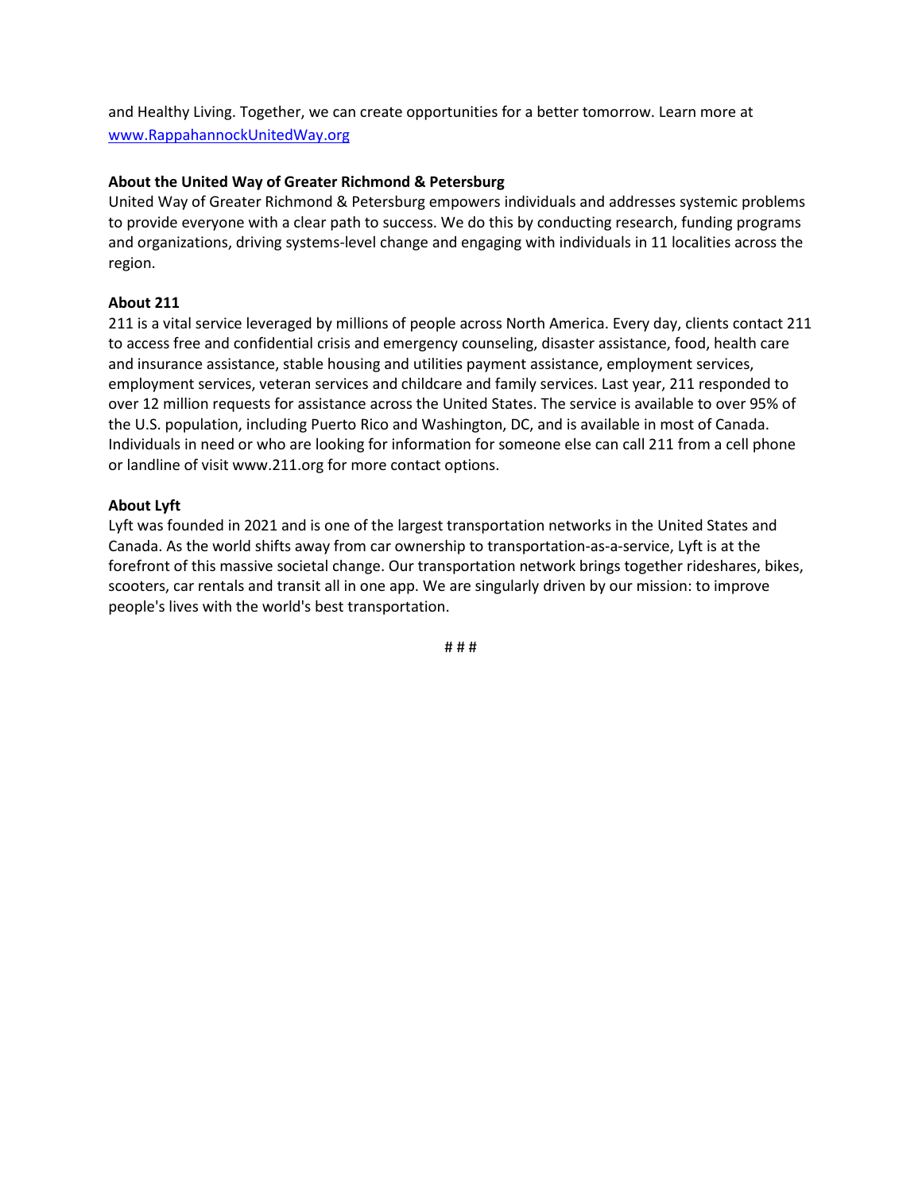and Healthy Living. Together, we can create opportunities for a better tomorrow. Learn more at [www.RappahannockUnitedWay.org](www.RappahannockUnitedWay.org)

**About the United Way of Greater Richmond & Petersburg**

United Way of Greater Richmond & Petersburg empowers individuals and addresses systemic problems to provide everyone with a clear path to success. We do this by conducting research, funding programs and organizations, driving systems-level change and engaging with individuals in 11 localities across the region.

**About 211**

211 is a vital service leveraged by millions of people across North America. Every day, clients contact 211 to access free and confidential crisis and emergency counseling, disaster assistance, food, health care and insurance assistance, stable housing and utilities payment assistance, employment services, employment services, veteran services and childcare and family services. Last year, 211 responded to over 12 million requests for assistance across the United States. The service is available to over 95% of the U.S. population, including Puerto Rico and Washington, DC, and is available in most of Canada. Individuals in need or who are looking for information for someone else can call 211 from a cell phone or landline of visit www.211.org for more contact options.

**About Lyft**

Lyft was founded in 2021 and is one of the largest transportation networks in the United States and Canada. As the world shifts away from car ownership to transportation-as-a-service, Lyft is at the forefront of this massive societal change. Our transportation network brings together rideshares, bikes, scooters, car rentals and transit all in one app. We are singularly driven by our mission: to improve people's lives with the world's best transportation.

# # #